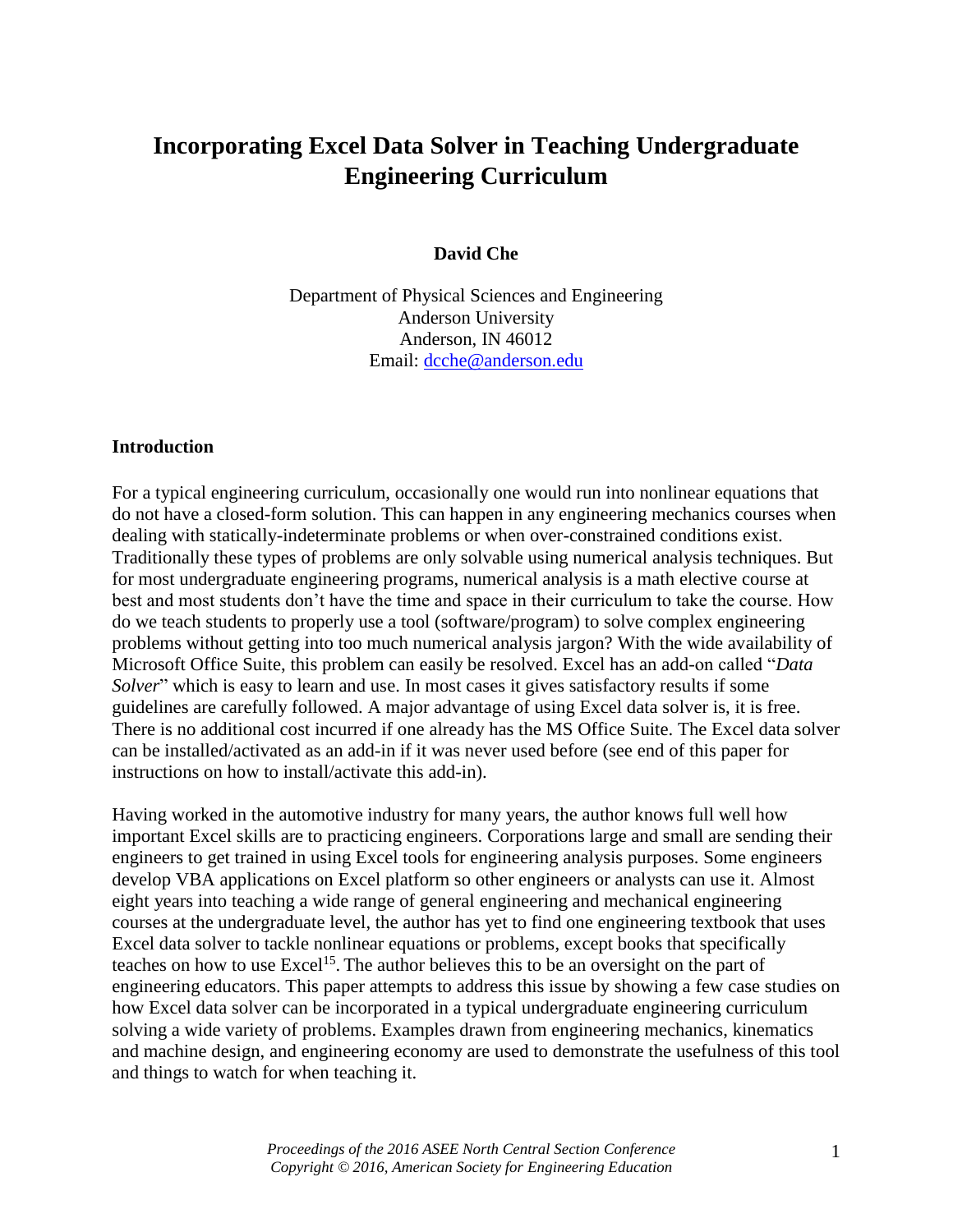# Incorporating Excel Data Solver in Teaching Undergraduate Engineering Curriculum

**David Che**

Department of Physical Sciences and Engineering
Anderson University
Anderson, IN 46012
Email: dcche@anderson.edu

## Introduction

For a typical engineering curriculum, occasionally one would run into nonlinear equations that do not have a closed-form solution. This can happen in any engineering mechanics courses when dealing with statically-indeterminate problems or when over-constrained conditions exist. Traditionally these types of problems are only solvable using numerical analysis techniques. But for most undergraduate engineering programs, numerical analysis is a math elective course at best and most students don't have the time and space in their curriculum to take the course. How do we teach students to properly use a tool (software/program) to solve complex engineering problems without getting into too much numerical analysis jargon? With the wide availability of Microsoft Office Suite, this problem can easily be resolved. Excel has an add-on called "*Data Solver*" which is easy to learn and use. In most cases it gives satisfactory results if some guidelines are carefully followed. A major advantage of using Excel data solver is, it is free. There is no additional cost incurred if one already has the MS Office Suite. The Excel data solver can be installed/activated as an add-in if it was never used before (see end of this paper for instructions on how to install/activate this add-in).

Having worked in the automotive industry for many years, the author knows full well how important Excel skills are to practicing engineers. Corporations large and small are sending their engineers to get trained in using Excel tools for engineering analysis purposes. Some engineers develop VBA applications on Excel platform so other engineers or analysts can use it. Almost eight years into teaching a wide range of general engineering and mechanical engineering courses at the undergraduate level, the author has yet to find one engineering textbook that uses Excel data solver to tackle nonlinear equations or problems, except books that specifically teaches on how to use Excel[15]. The author believes this to be an oversight on the part of engineering educators. This paper attempts to address this issue by showing a few case studies on how Excel data solver can be incorporated in a typical undergraduate engineering curriculum solving a wide variety of problems. Examples drawn from engineering mechanics, kinematics and machine design, and engineering economy are used to demonstrate the usefulness of this tool and things to watch for when teaching it.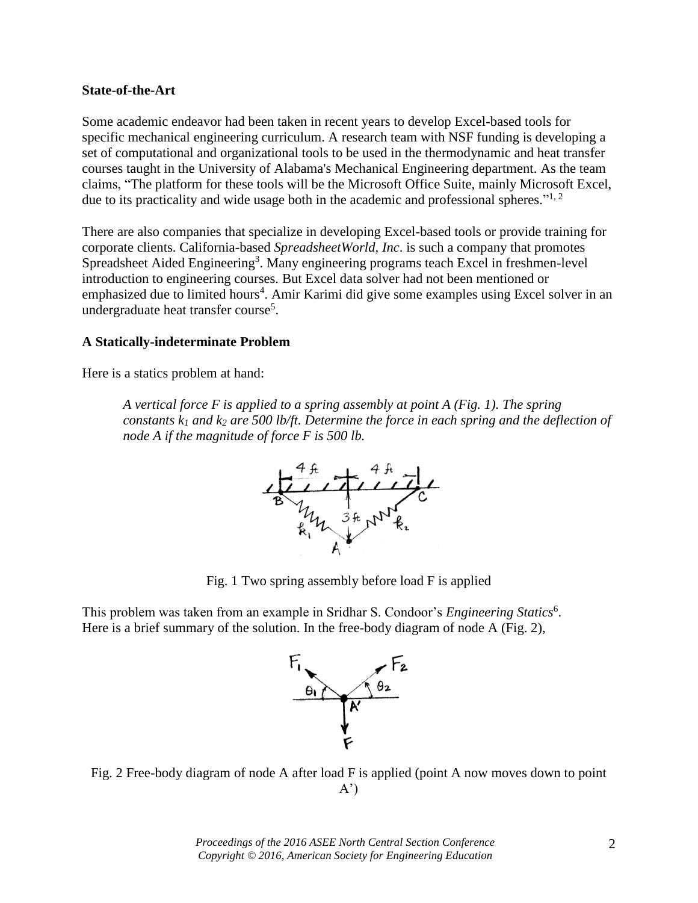**State-of-the-Art**

Some academic endeavor had been taken in recent years to develop Excel-based tools for specific mechanical engineering curriculum. A research team with NSF funding is developing a set of computational and organizational tools to be used in the thermodynamic and heat transfer courses taught in the University of Alabama's Mechanical Engineering department. As the team claims, "The platform for these tools will be the Microsoft Office Suite, mainly Microsoft Excel, due to its practicality and wide usage both in the academic and professional spheres."[1, 2]

There are also companies that specialize in developing Excel-based tools or provide training for corporate clients. California-based *SpreadsheetWorld, Inc*. is such a company that promotes Spreadsheet Aided Engineering[3]. Many engineering programs teach Excel in freshmen-level introduction to engineering courses. But Excel data solver had not been mentioned or emphasized due to limited hours[4]. Amir Karimi did give some examples using Excel solver in an undergraduate heat transfer course[5].

**A Statically-indeterminate Problem**

Here is a statics problem at hand:

> *A vertical force F is applied to a spring assembly at point A (Fig. 1). The spring constants $k_1$ and $k_2$ are 500 lb/ft. Determine the force in each spring and the deflection of node A if the magnitude of force F is 500 lb.*

Fig. 1 Two spring assembly before load F is applied

This problem was taken from an example in Sridhar S. Condoor's *Engineering Statics*[6]. Here is a brief summary of the solution. In the free-body diagram of node A (Fig. 2),

Fig. 2 Free-body diagram of node A after load F is applied (point A now moves down to point A')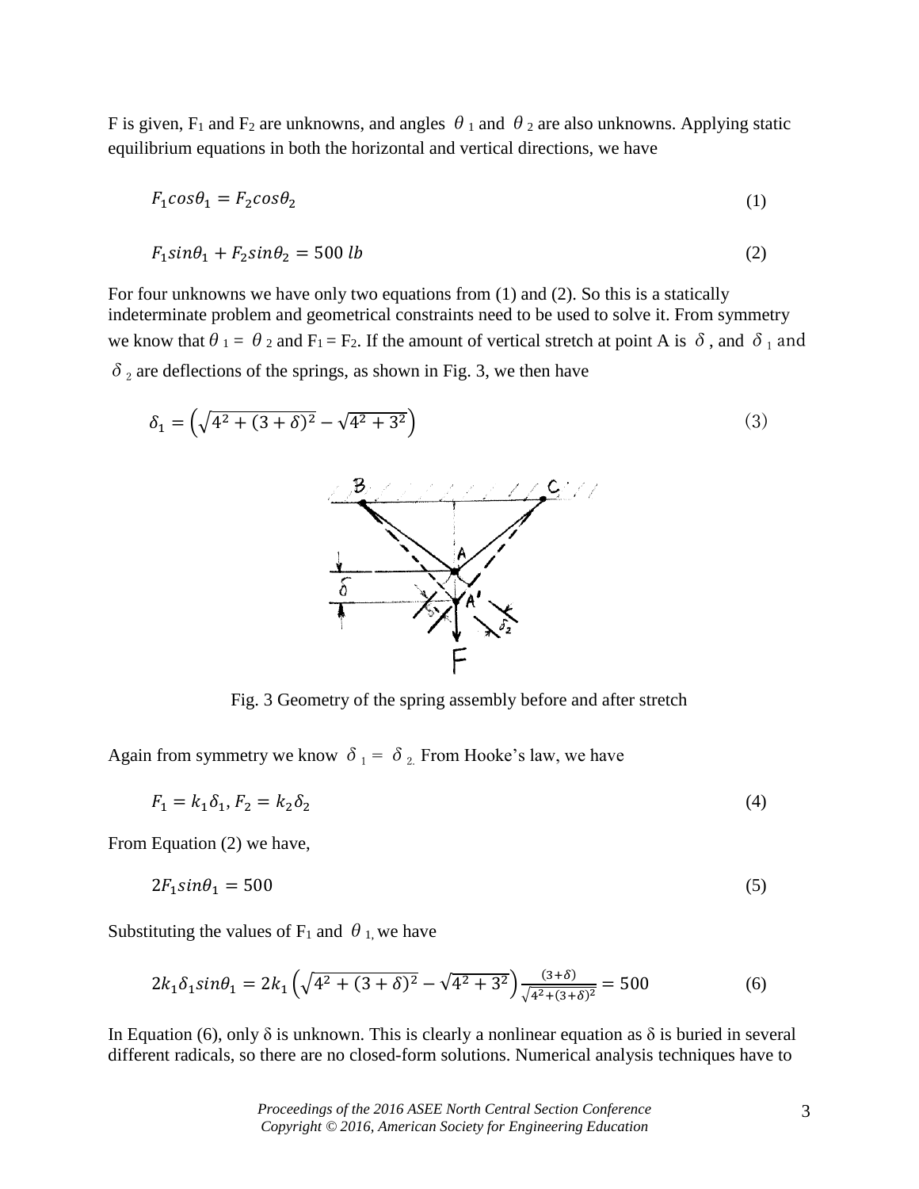F is given, $F_1$ and $F_2$ are unknowns, and angles $\theta_1$ and $\theta_2$ are also unknowns. Applying static equilibrium equations in both the horizontal and vertical directions, we have

$$F_1 cos\theta_1 = F_2 cos\theta_2 \tag{1}$$

$$F_1 sin\theta_1 + F_2 sin\theta_2 = 500\ lb \tag{2}$$

For four unknowns we have only two equations from (1) and (2). So this is a statically indeterminate problem and geometrical constraints need to be used to solve it. From symmetry we know that $\theta_1 = \theta_2$ and $F_1 = F_2$. If the amount of vertical stretch at point A is $\delta$, and $\delta_1$ and $\delta_2$ are deflections of the springs, as shown in Fig. 3, we then have

$$\delta_1 = \left(\sqrt{4^2 + (3+\delta)^2} - \sqrt{4^2 + 3^2}\right) \tag{3}$$

Fig. 3 Geometry of the spring assembly before and after stretch

Again from symmetry we know $\delta_1 = \delta_2$. From Hooke's law, we have

$$F_1 = k_1\delta_1, F_2 = k_2\delta_2 \tag{4}$$

From Equation (2) we have,

$$2F_1 sin\theta_1 = 500 \tag{5}$$

Substituting the values of $F_1$ and $\theta_1$, we have

$$2k_1\delta_1 sin\theta_1 = 2k_1\left(\sqrt{4^2 + (3+\delta)^2} - \sqrt{4^2 + 3^2}\right)\frac{(3+\delta)}{\sqrt{4^2+(3+\delta)^2}} = 500 \tag{6}$$

In Equation (6), only δ is unknown. This is clearly a nonlinear equation as δ is buried in several different radicals, so there are no closed-form solutions. Numerical analysis techniques have to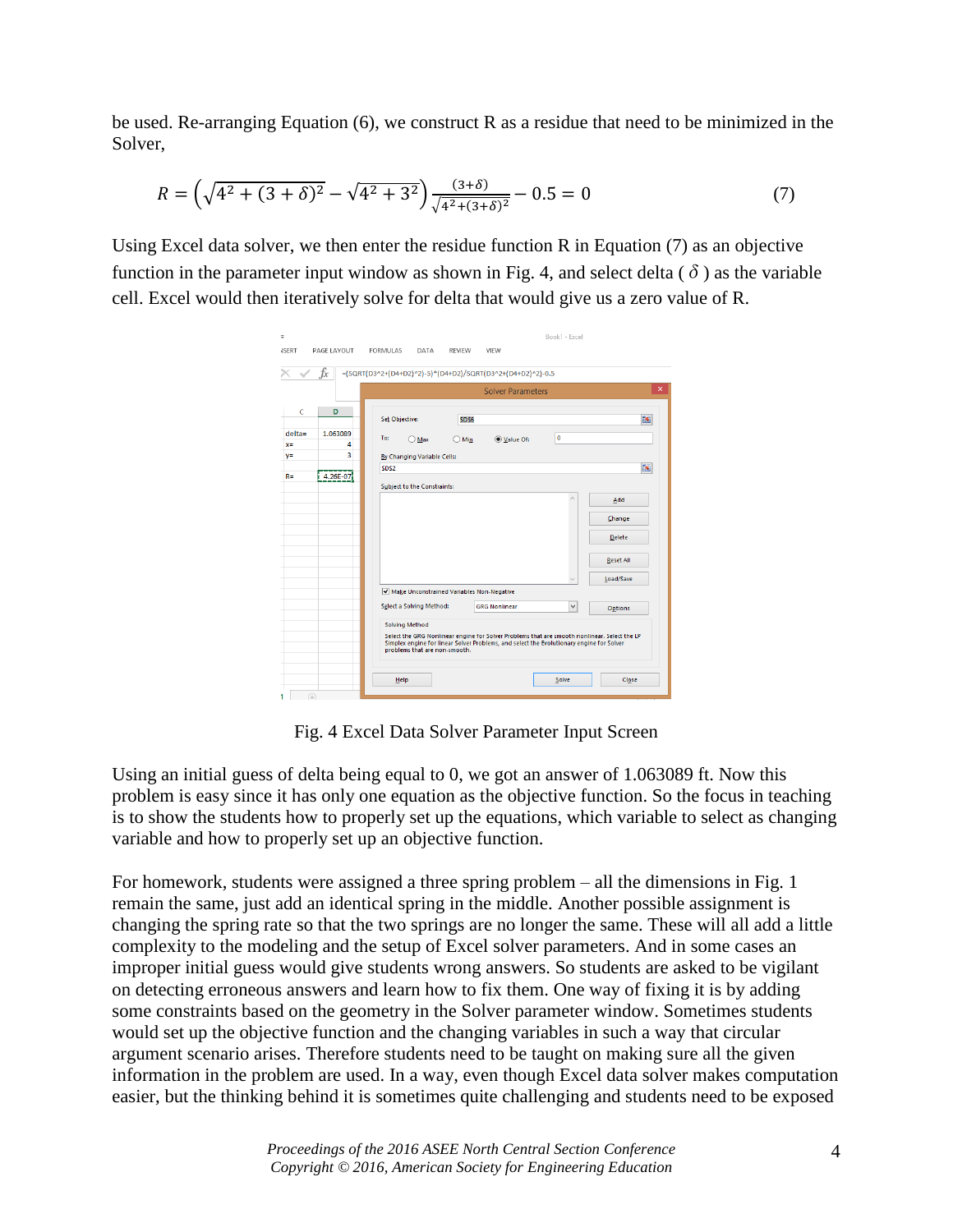be used. Re-arranging Equation (6), we construct R as a residue that need to be minimized in the Solver,

$$R = \left(\sqrt{4^2 + (3+\delta)^2} - \sqrt{4^2 + 3^2}\right)\frac{(3+\delta)}{\sqrt{4^2+(3+\delta)^2}} - 0.5 = 0 \tag{7}$$

Using Excel data solver, we then enter the residue function R in Equation (7) as an objective function in the parameter input window as shown in Fig. 4, and select delta ( $\delta$ ) as the variable cell. Excel would then iteratively solve for delta that would give us a zero value of R.

Fig. 4 Excel Data Solver Parameter Input Screen

Using an initial guess of delta being equal to 0, we got an answer of 1.063089 ft. Now this problem is easy since it has only one equation as the objective function. So the focus in teaching is to show the students how to properly set up the equations, which variable to select as changing variable and how to properly set up an objective function.

For homework, students were assigned a three spring problem – all the dimensions in Fig. 1 remain the same, just add an identical spring in the middle. Another possible assignment is changing the spring rate so that the two springs are no longer the same. These will all add a little complexity to the modeling and the setup of Excel solver parameters. And in some cases an improper initial guess would give students wrong answers. So students are asked to be vigilant on detecting erroneous answers and learn how to fix them. One way of fixing it is by adding some constraints based on the geometry in the Solver parameter window. Sometimes students would set up the objective function and the changing variables in such a way that circular argument scenario arises. Therefore students need to be taught on making sure all the given information in the problem are used. In a way, even though Excel data solver makes computation easier, but the thinking behind it is sometimes quite challenging and students need to be exposed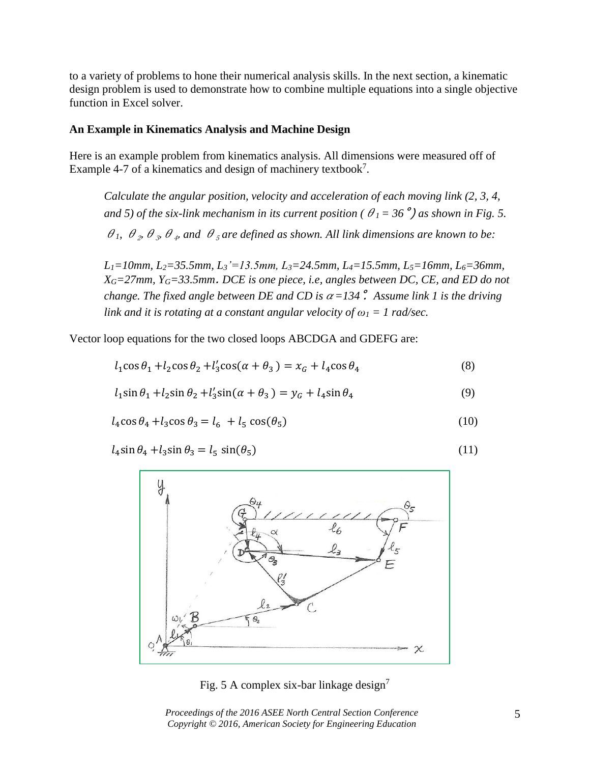to a variety of problems to hone their numerical analysis skills. In the next section, a kinematic design problem is used to demonstrate how to combine multiple equations into a single objective function in Excel solver.

**An Example in Kinematics Analysis and Machine Design**

Here is an example problem from kinematics analysis. All dimensions were measured off of Example 4-7 of a kinematics and design of machinery textbook[7].

> *Calculate the angular position, velocity and acceleration of each moving link (2, 3, 4, and 5) of the six-link mechanism in its current position ( $\theta_1 = 36°$) as shown in Fig. 5. $\theta_1$, $\theta_2$, $\theta_3$, $\theta_4$, and $\theta_5$ are defined as shown. All link dimensions are known to be:*
>
> *$L_1$=10mm, $L_2$=35.5mm, $L_3$'=13.5mm, $L_3$=24.5mm, $L_4$=15.5mm, $L_5$=16mm, $L_6$=36mm, $X_G$=27mm, $Y_G$=33.5mm. DCE is one piece, i.e, angles between DC, CE, and ED do not change. The fixed angle between DE and CD is $\alpha$=134°. Assume link 1 is the driving link and it is rotating at a constant angular velocity of $\omega_1$ = 1 rad/sec.*

Vector loop equations for the two closed loops ABCDGA and GDEFG are:

$$l_1 \cos\theta_1 + l_2 \cos\theta_2 + l_3' \cos(\alpha + \theta_3) = x_G + l_4 \cos\theta_4 \tag{8}$$

$$l_1 \sin\theta_1 + l_2 \sin\theta_2 + l_3' \sin(\alpha + \theta_3) = y_G + l_4 \sin\theta_4 \tag{9}$$

$$l_4 \cos\theta_4 + l_3 \cos\theta_3 = l_6 + l_5 \cos(\theta_5) \tag{10}$$

$$l_4 \sin\theta_4 + l_3 \sin\theta_3 = l_5 \sin(\theta_5) \tag{11}$$

Fig. 5 A complex six-bar linkage design[7]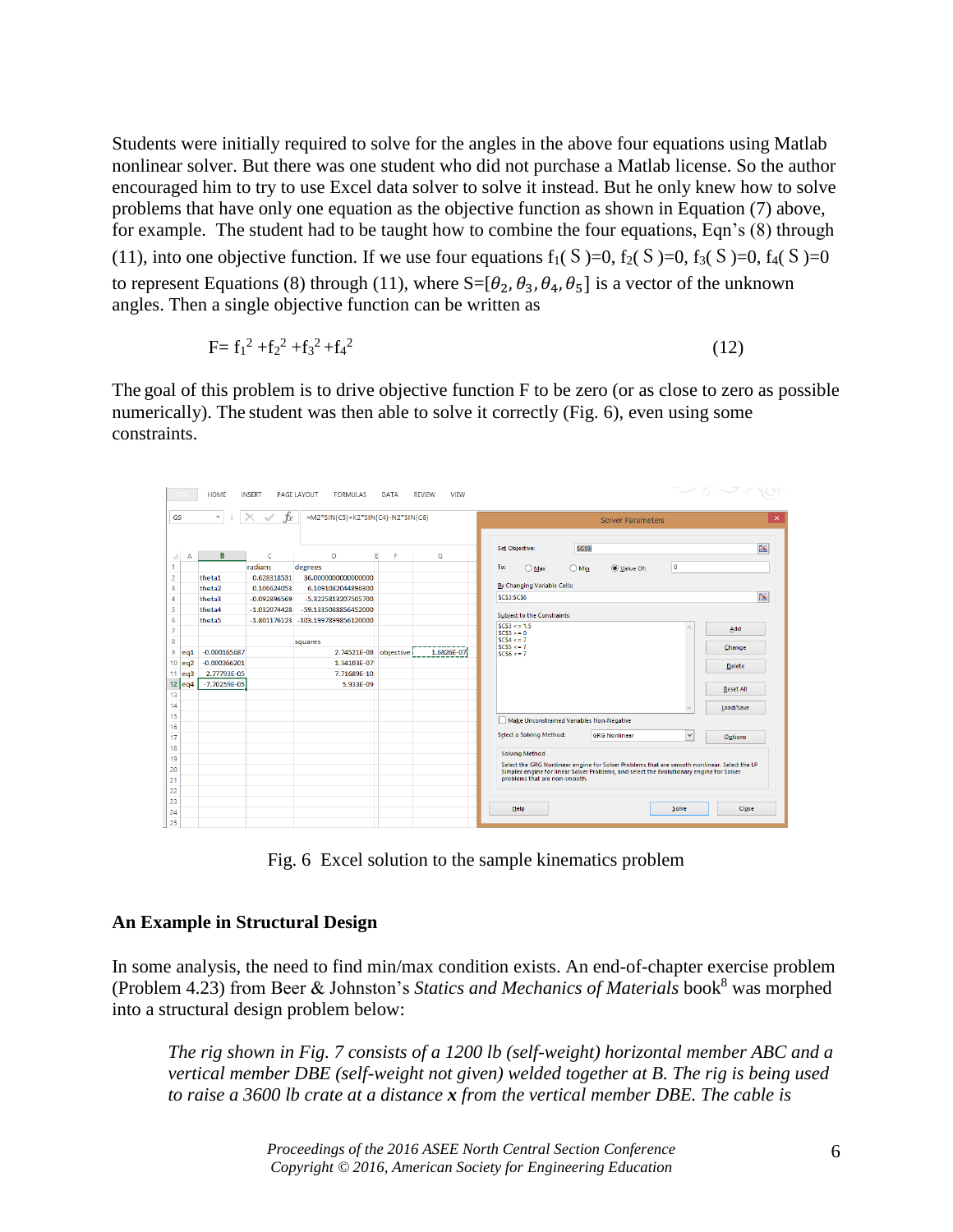Students were initially required to solve for the angles in the above four equations using Matlab nonlinear solver. But there was one student who did not purchase a Matlab license. So the author encouraged him to try to use Excel data solver to solve it instead. But he only knew how to solve problems that have only one equation as the objective function as shown in Equation (7) above, for example. The student had to be taught how to combine the four equations, Eqn's (8) through (11), into one objective function. If we use four equations $f_1(S)=0$, $f_2(S)=0$, $f_3(S)=0$, $f_4(S)=0$ to represent Equations (8) through (11), where $S=[\theta_2, \theta_3, \theta_4, \theta_5]$ is a vector of the unknown angles. Then a single objective function can be written as

$$F = f_1^2 + f_2^2 + f_3^2 + f_4^2 \tag{12}$$

The goal of this problem is to drive objective function F to be zero (or as close to zero as possible numerically). The student was then able to solve it correctly (Fig. 6), even using some constraints.

Fig. 6 Excel solution to the sample kinematics problem

## An Example in Structural Design

In some analysis, the need to find min/max condition exists. An end-of-chapter exercise problem (Problem 4.23) from Beer & Johnston's *Statics and Mechanics of Materials* book[8] was morphed into a structural design problem below:

> *The rig shown in Fig. 7 consists of a 1200 lb (self-weight) horizontal member ABC and a vertical member DBE (self-weight not given) welded together at B. The rig is being used to raise a 3600 lb crate at a distance* ***x*** *from the vertical member DBE. The cable is*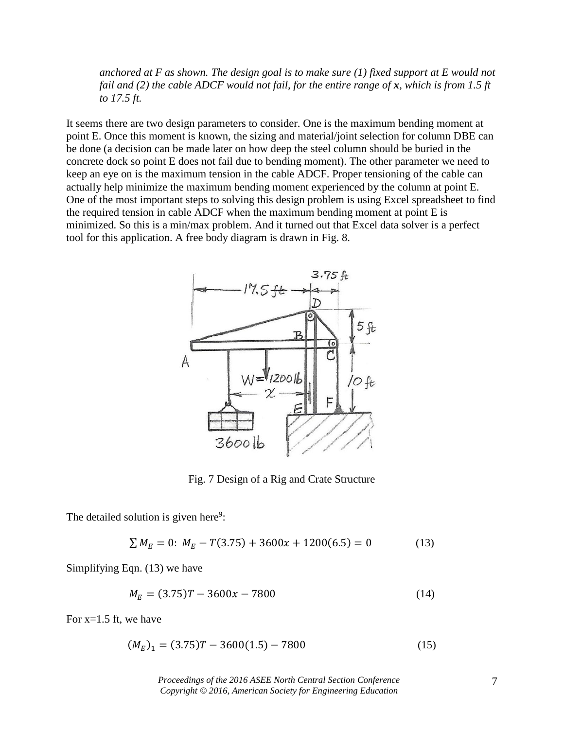*anchored at F as shown. The design goal is to make sure (1) fixed support at E would not fail and (2) the cable ADCF would not fail, for the entire range of **x**, which is from 1.5 ft to 17.5 ft.*

It seems there are two design parameters to consider. One is the maximum bending moment at point E. Once this moment is known, the sizing and material/joint selection for column DBE can be done (a decision can be made later on how deep the steel column should be buried in the concrete dock so point E does not fail due to bending moment). The other parameter we need to keep an eye on is the maximum tension in the cable ADCF. Proper tensioning of the cable can actually help minimize the maximum bending moment experienced by the column at point E. One of the most important steps to solving this design problem is using Excel spreadsheet to find the required tension in cable ADCF when the maximum bending moment at point E is minimized. So this is a min/max problem. And it turned out that Excel data solver is a perfect tool for this application. A free body diagram is drawn in Fig. 8.

17.5 ft
3.75 ft
5 ft
10 ft
A
B
C
D
E
F
W=1200 lb
x
3600 lb

Fig. 7 Design of a Rig and Crate Structure

The detailed solution is given here[9]:

$$\sum M_E = 0:\ M_E - T(3.75) + 3600x + 1200(6.5) = 0 \qquad (13)$$

Simplifying Eqn. (13) we have

$$M_E = (3.75)T - 3600x - 7800 \qquad (14)$$

For x=1.5 ft, we have

$$(M_E)_1 = (3.75)T - 3600(1.5) - 7800 \qquad (15)$$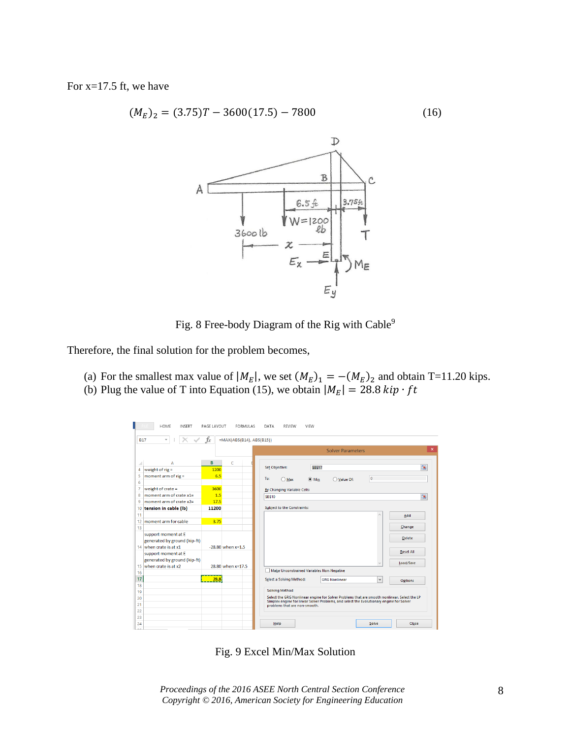For x=17.5 ft, we have

$$(M_E)_2 = (3.75)T - 3600(17.5) - 7800 \qquad (16)$$

Fig. 8 Free-body Diagram of the Rig with Cable[9]

Therefore, the final solution for the problem becomes,

(a) For the smallest max value of $|M_E|$, we set $(M_E)_1 = -(M_E)_2$ and obtain T=11.20 kips.
(b) Plug the value of T into Equation (15), we obtain $|M_E| = 28.8\ kip \cdot ft$

Fig. 9 Excel Min/Max Solution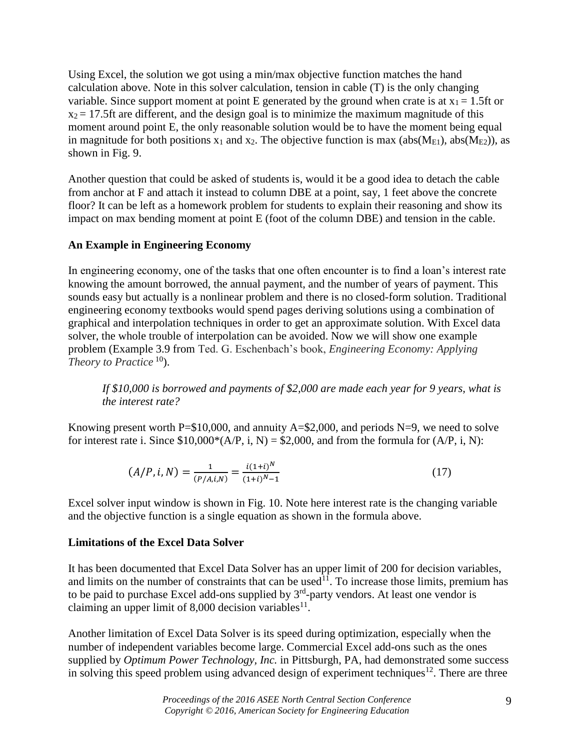Using Excel, the solution we got using a min/max objective function matches the hand calculation above. Note in this solver calculation, tension in cable (T) is the only changing variable. Since support moment at point E generated by the ground when crate is at $x_1 = 1.5$ft or $x_2 = 17.5$ft are different, and the design goal is to minimize the maximum magnitude of this moment around point E, the only reasonable solution would be to have the moment being equal in magnitude for both positions $x_1$ and $x_2$. The objective function is max (abs($M_{E1}$), abs($M_{E2}$)), as shown in Fig. 9.

Another question that could be asked of students is, would it be a good idea to detach the cable from anchor at F and attach it instead to column DBE at a point, say, 1 feet above the concrete floor? It can be left as a homework problem for students to explain their reasoning and show its impact on max bending moment at point E (foot of the column DBE) and tension in the cable.

**An Example in Engineering Economy**

In engineering economy, one of the tasks that one often encounter is to find a loan's interest rate knowing the amount borrowed, the annual payment, and the number of years of payment. This sounds easy but actually is a nonlinear problem and there is no closed-form solution. Traditional engineering economy textbooks would spend pages deriving solutions using a combination of graphical and interpolation techniques in order to get an approximate solution. With Excel data solver, the whole trouble of interpolation can be avoided. Now we will show one example problem (Example 3.9 from Ted. G. Eschenbach's book, *Engineering Economy: Applying Theory to Practice* [10]).

> *If $10,000 is borrowed and payments of $2,000 are made each year for 9 years, what is the interest rate?*

Knowing present worth P=$10,000, and annuity A=$2,000, and periods N=9, we need to solve for interest rate i. Since $10,000*(A/P, i, N) = $2,000, and from the formula for (A/P, i, N):

$$(A/P, i, N) = \frac{1}{(P/A, i, N)} = \frac{i(1+i)^N}{(1+i)^N - 1} \tag{17}$$

Excel solver input window is shown in Fig. 10. Note here interest rate is the changing variable and the objective function is a single equation as shown in the formula above.

**Limitations of the Excel Data Solver**

It has been documented that Excel Data Solver has an upper limit of 200 for decision variables, and limits on the number of constraints that can be used[11]. To increase those limits, premium has to be paid to purchase Excel add-ons supplied by 3rd-party vendors. At least one vendor is claiming an upper limit of 8,000 decision variables[11].

Another limitation of Excel Data Solver is its speed during optimization, especially when the number of independent variables become large. Commercial Excel add-ons such as the ones supplied by *Optimum Power Technology, Inc.* in Pittsburgh, PA, had demonstrated some success in solving this speed problem using advanced design of experiment techniques[12]. There are three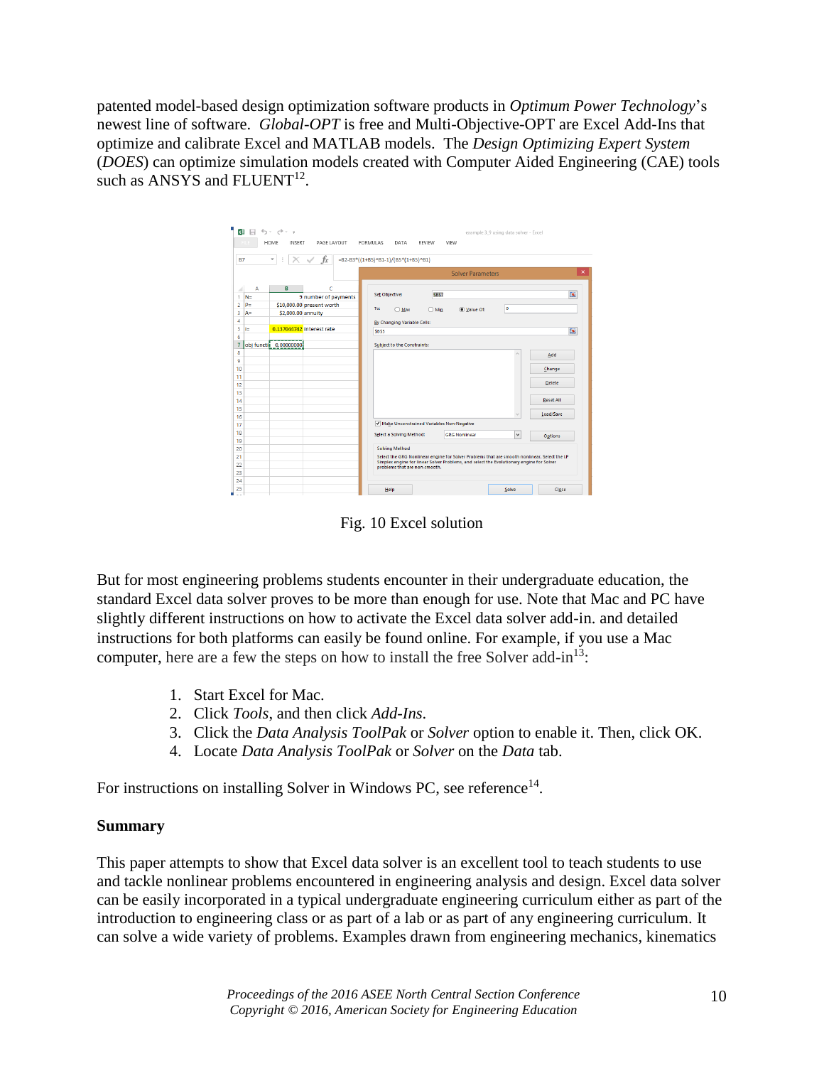patented model-based design optimization software products in *Optimum Power Technology*'s newest line of software. *Global-OPT* is free and Multi-Objective-OPT are Excel Add-Ins that optimize and calibrate Excel and MATLAB models. The *Design Optimizing Expert System* (*DOES*) can optimize simulation models created with Computer Aided Engineering (CAE) tools such as ANSYS and FLUENT[12].

Fig. 10 Excel solution

But for most engineering problems students encounter in their undergraduate education, the standard Excel data solver proves to be more than enough for use. Note that Mac and PC have slightly different instructions on how to activate the Excel data solver add-in. and detailed instructions for both platforms can easily be found online. For example, if you use a Mac computer, here are a few the steps on how to install the free Solver add-in[13]:

1. Start Excel for Mac.
2. Click *Tools*, and then click *Add-Ins*.
3. Click the *Data Analysis ToolPak* or *Solver* option to enable it. Then, click OK.
4. Locate *Data Analysis ToolPak* or *Solver* on the *Data* tab.

For instructions on installing Solver in Windows PC, see reference[14].

## Summary

This paper attempts to show that Excel data solver is an excellent tool to teach students to use and tackle nonlinear problems encountered in engineering analysis and design. Excel data solver can be easily incorporated in a typical undergraduate engineering curriculum either as part of the introduction to engineering class or as part of a lab or as part of any engineering curriculum. It can solve a wide variety of problems. Examples drawn from engineering mechanics, kinematics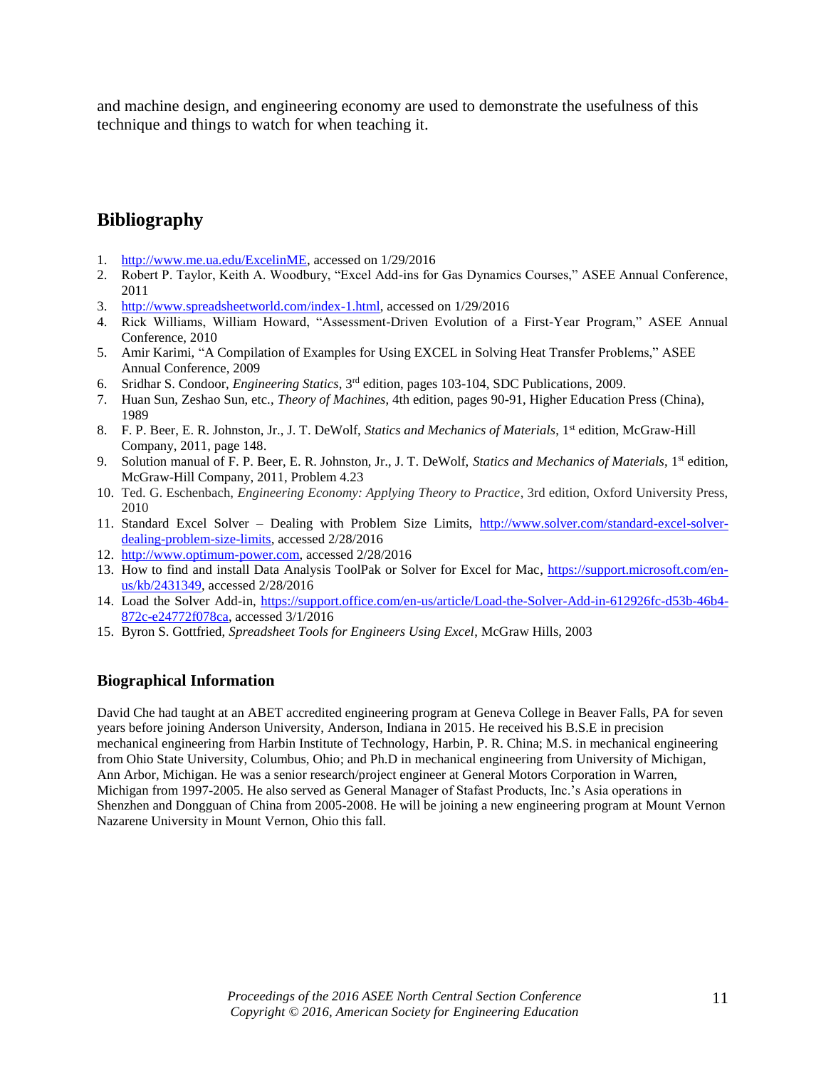and machine design, and engineering economy are used to demonstrate the usefulness of this technique and things to watch for when teaching it.

## Bibliography

1. http://www.me.ua.edu/ExcelinME, accessed on 1/29/2016
2. Robert P. Taylor, Keith A. Woodbury, "Excel Add-ins for Gas Dynamics Courses," ASEE Annual Conference, 2011
3. http://www.spreadsheetworld.com/index-1.html, accessed on 1/29/2016
4. Rick Williams, William Howard, "Assessment-Driven Evolution of a First-Year Program," ASEE Annual Conference, 2010
5. Amir Karimi, "A Compilation of Examples for Using EXCEL in Solving Heat Transfer Problems," ASEE Annual Conference, 2009
6. Sridhar S. Condoor, *Engineering Statics*, 3rd edition, pages 103-104, SDC Publications, 2009.
7. Huan Sun, Zeshao Sun, etc., *Theory of Machines*, 4th edition, pages 90-91, Higher Education Press (China), 1989
8. F. P. Beer, E. R. Johnston, Jr., J. T. DeWolf, *Statics and Mechanics of Materials*, 1st edition, McGraw-Hill Company, 2011, page 148.
9. Solution manual of F. P. Beer, E. R. Johnston, Jr., J. T. DeWolf, *Statics and Mechanics of Materials*, 1st edition, McGraw-Hill Company, 2011, Problem 4.23
10. Ted. G. Eschenbach, *Engineering Economy: Applying Theory to Practice*, 3rd edition, Oxford University Press, 2010
11. Standard Excel Solver – Dealing with Problem Size Limits, http://www.solver.com/standard-excel-solver-dealing-problem-size-limits, accessed 2/28/2016
12. http://www.optimum-power.com, accessed 2/28/2016
13. How to find and install Data Analysis ToolPak or Solver for Excel for Mac, https://support.microsoft.com/en-us/kb/2431349, accessed 2/28/2016
14. Load the Solver Add-in, https://support.office.com/en-us/article/Load-the-Solver-Add-in-612926fc-d53b-46b4-872c-e24772f078ca, accessed 3/1/2016
15. Byron S. Gottfried, *Spreadsheet Tools for Engineers Using Excel*, McGraw Hills, 2003

### Biographical Information

David Che had taught at an ABET accredited engineering program at Geneva College in Beaver Falls, PA for seven years before joining Anderson University, Anderson, Indiana in 2015. He received his B.S.E in precision mechanical engineering from Harbin Institute of Technology, Harbin, P. R. China; M.S. in mechanical engineering from Ohio State University, Columbus, Ohio; and Ph.D in mechanical engineering from University of Michigan, Ann Arbor, Michigan. He was a senior research/project engineer at General Motors Corporation in Warren, Michigan from 1997-2005. He also served as General Manager of Stafast Products, Inc.'s Asia operations in Shenzhen and Dongguan of China from 2005-2008. He will be joining a new engineering program at Mount Vernon Nazarene University in Mount Vernon, Ohio this fall.